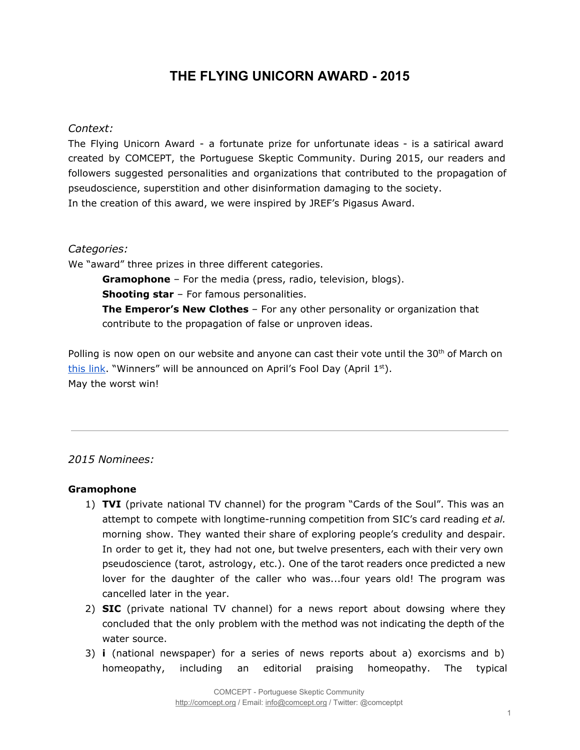# THE FLYING UNICORN AWARD - 2015

*Context:*

The Flying Unicorn Award - a fortunate prize for unfortunate ideas - is a satirical award created by COMCEPT, the Portuguese Skeptic Community. During 2015, our readers and followers suggested personalities and organizations that contributed to the propagation of pseudoscience, superstition and other disinformation damaging to the society.
In the creation of this award, we were inspired by JREF's Pigasus Award.

*Categories:*

We "award" three prizes in three different categories.

> **Gramophone** – For the media (press, radio, television, blogs).
> **Shooting star** – For famous personalities.
> **The Emperor's New Clothes** – For any other personality or organization that contribute to the propagation of false or unproven ideas.

Polling is now open on our website and anyone can cast their vote until the 30th of March on [this link](). "Winners" will be announced on April's Fool Day (April 1st).
May the worst win!

---

*2015 Nominees:*

**Gramophone**

1) **TVI** (private national TV channel) for the program "Cards of the Soul". This was an attempt to compete with longtime-running competition from SIC's card reading *et al.* morning show. They wanted their share of exploring people's credulity and despair. In order to get it, they had not one, but twelve presenters, each with their very own pseudoscience (tarot, astrology, etc.). One of the tarot readers once predicted a new lover for the daughter of the caller who was...four years old! The program was cancelled later in the year.
2) **SIC** (private national TV channel) for a news report about dowsing where they concluded that the only problem with the method was not indicating the depth of the water source.
3) **i** (national newspaper) for a series of news reports about a) exorcisms and b) homeopathy, including an editorial praising homeopathy. The typical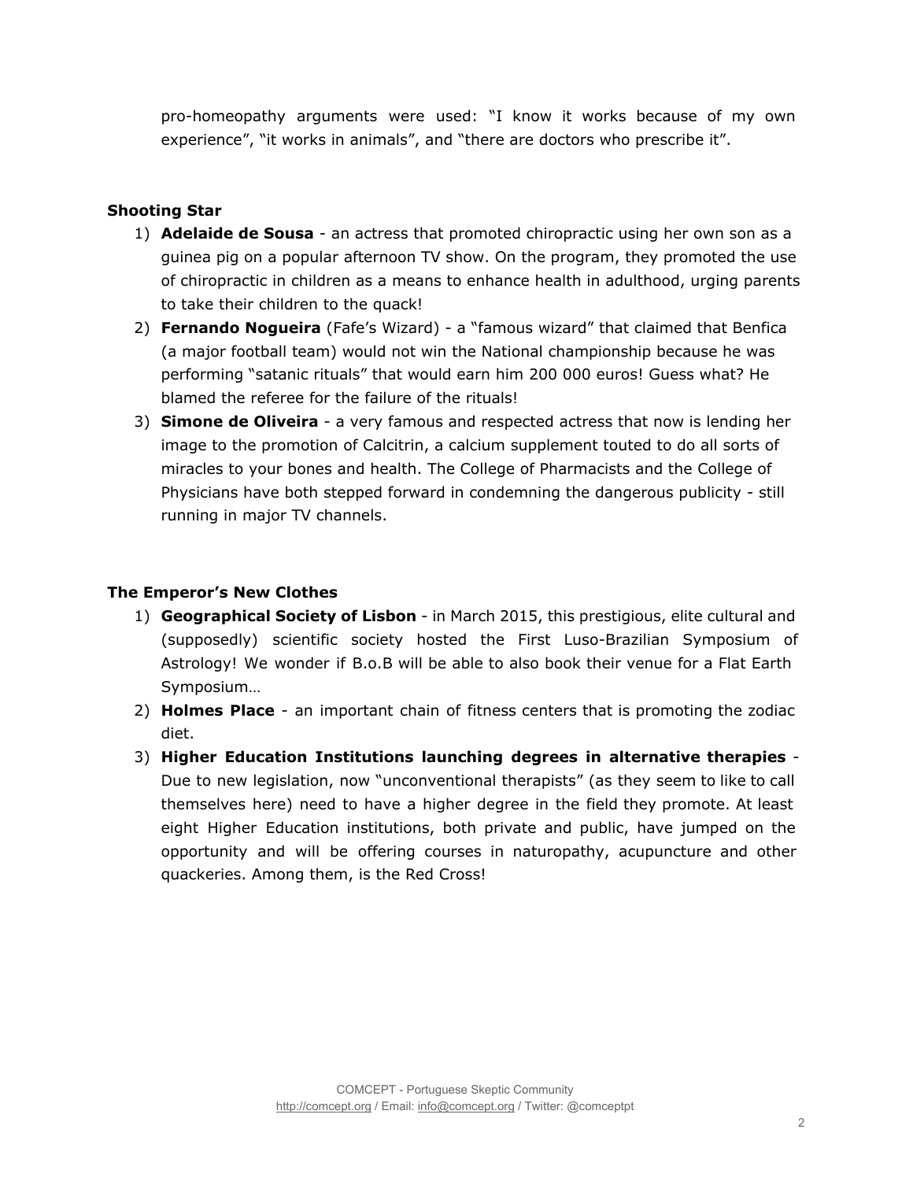pro-homeopathy arguments were used: "I know it works because of my own experience", "it works in animals", and "there are doctors who prescribe it".

**Shooting Star**

1) **Adelaide de Sousa** - an actress that promoted chiropractic using her own son as a guinea pig on a popular afternoon TV show. On the program, they promoted the use of chiropractic in children as a means to enhance health in adulthood, urging parents to take their children to the quack!
2) **Fernando Nogueira** (Fafe's Wizard) - a "famous wizard" that claimed that Benfica (a major football team) would not win the National championship because he was performing "satanic rituals" that would earn him 200 000 euros! Guess what? He blamed the referee for the failure of the rituals!
3) **Simone de Oliveira** - a very famous and respected actress that now is lending her image to the promotion of Calcitrin, a calcium supplement touted to do all sorts of miracles to your bones and health. The College of Pharmacists and the College of Physicians have both stepped forward in condemning the dangerous publicity - still running in major TV channels.

**The Emperor's New Clothes**

1) **Geographical Society of Lisbon** - in March 2015, this prestigious, elite cultural and (supposedly) scientific society hosted the First Luso-Brazilian Symposium of Astrology! We wonder if B.o.B will be able to also book their venue for a Flat Earth Symposium…
2) **Holmes Place** - an important chain of fitness centers that is promoting the zodiac diet.
3) **Higher Education Institutions launching degrees in alternative therapies** - Due to new legislation, now "unconventional therapists" (as they seem to like to call themselves here) need to have a higher degree in the field they promote. At least eight Higher Education institutions, both private and public, have jumped on the opportunity and will be offering courses in naturopathy, acupuncture and other quackeries. Among them, is the Red Cross!

COMCEPT - Portuguese Skeptic Community
http://comcept.org / Email: info@comcept.org / Twitter: @comceptpt